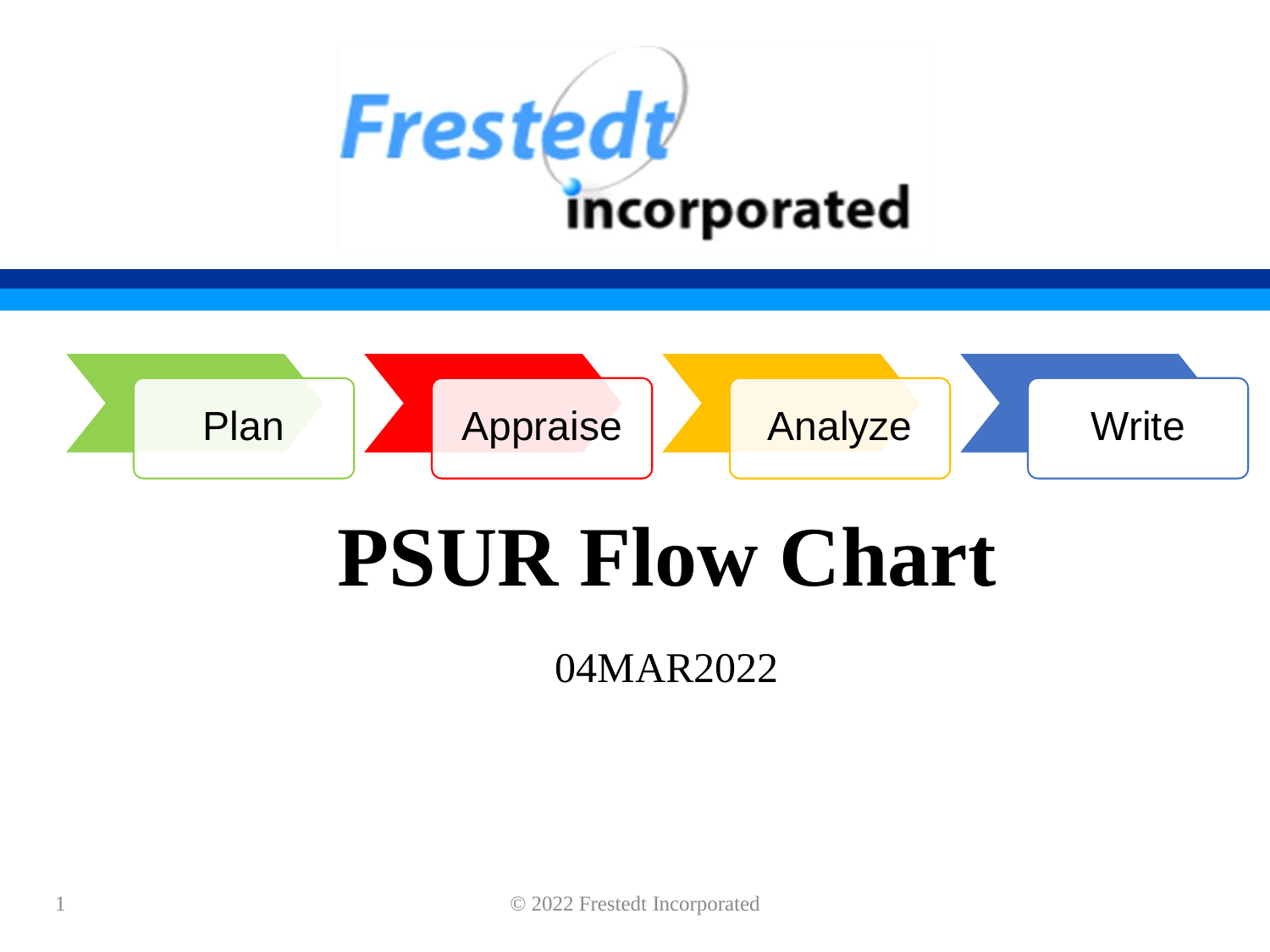Frestedt incorporated

Plan → Appraise → Analyze → Write

# PSUR Flow Chart

04MAR2022

© 2022 Frestedt Incorporated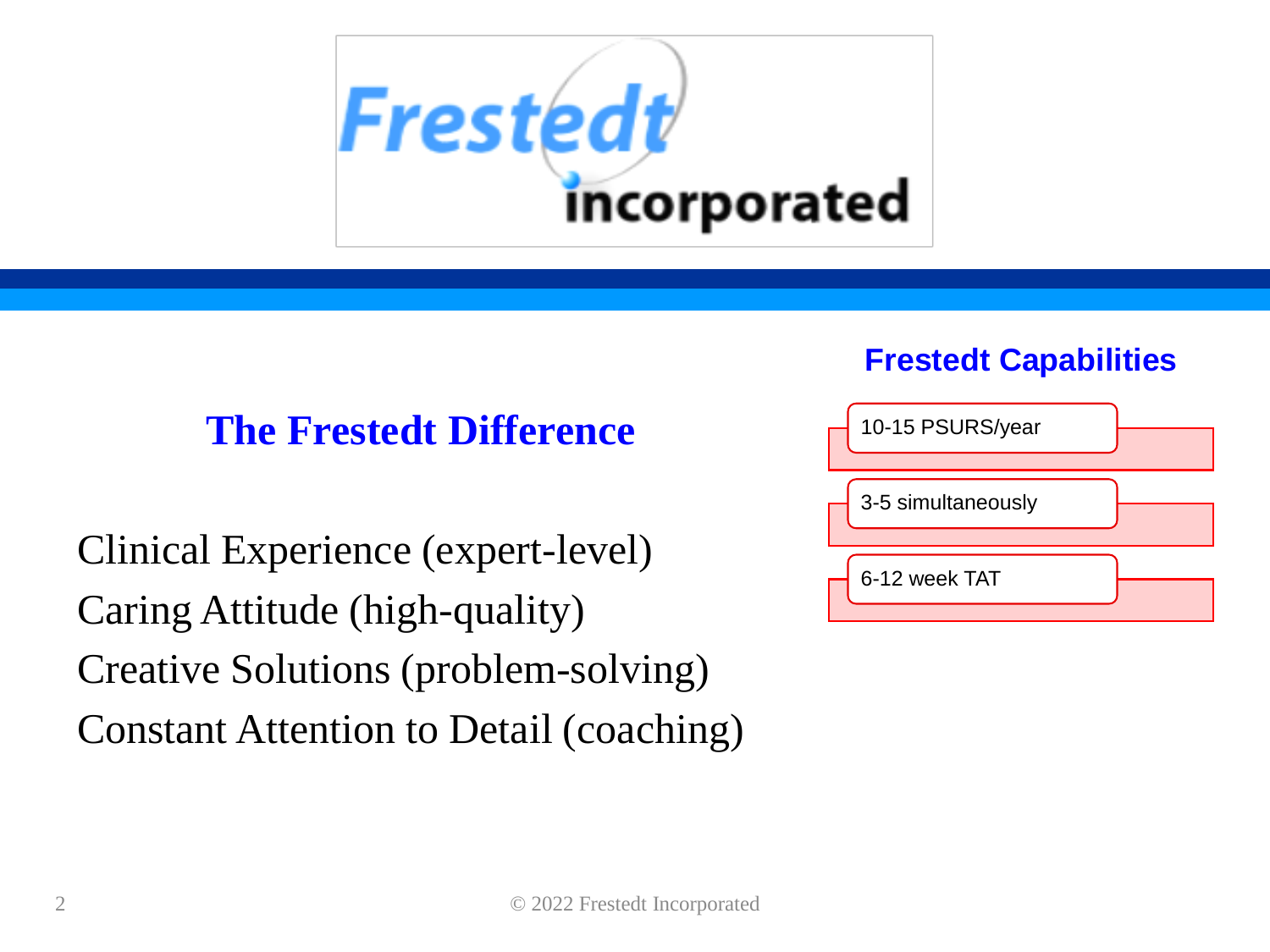## The Frestedt Difference

Clinical Experience (expert-level)
Caring Attitude (high-quality)
Creative Solutions (problem-solving)
Constant Attention to Detail (coaching)

## Frestedt Capabilities

- 10-15 PSURS/year
- 3-5 simultaneously
- 6-12 week TAT

© 2022 Frestedt Incorporated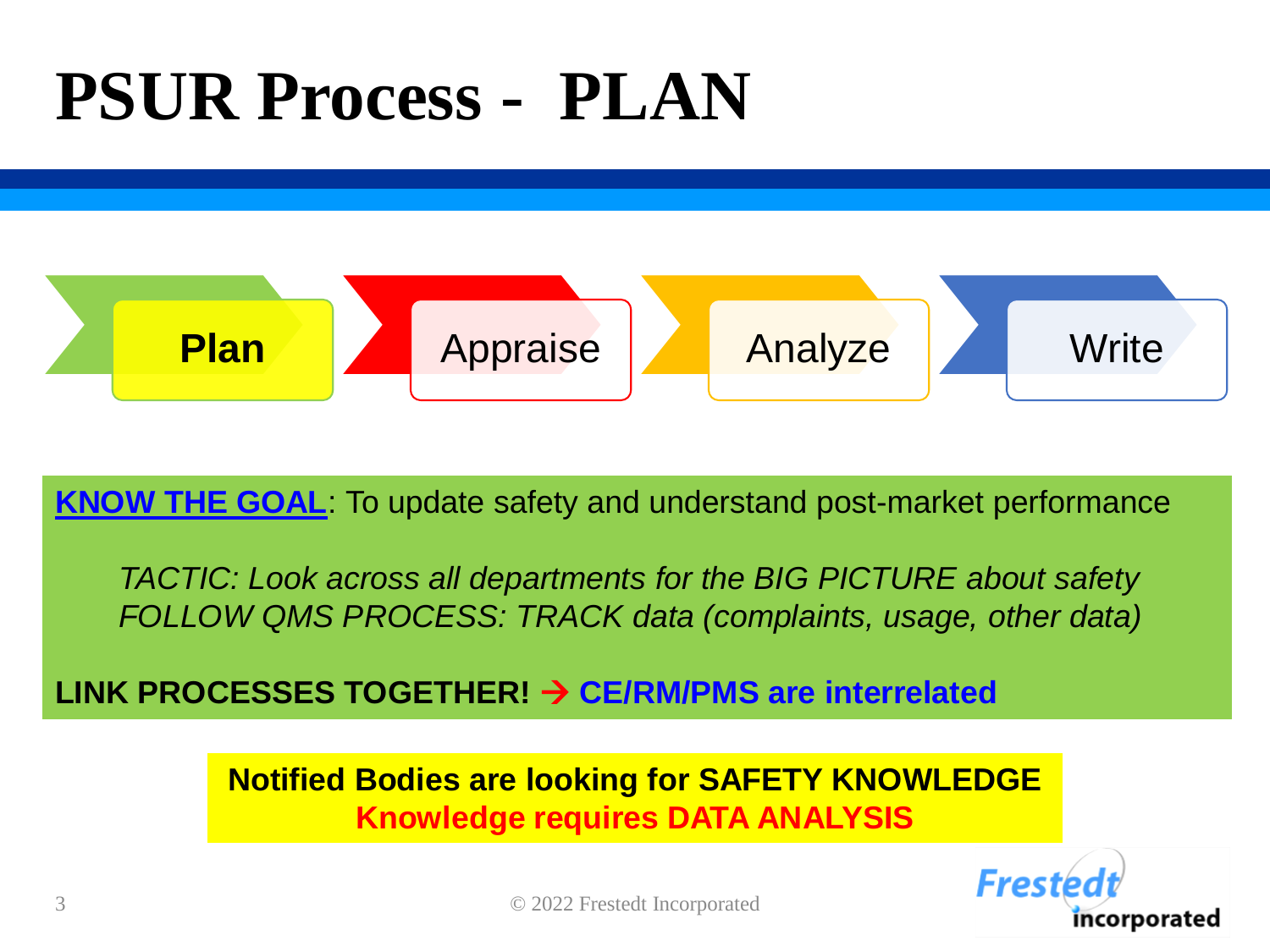# PSUR Process - PLAN

**Plan** → Appraise → Analyze → Write

**KNOW THE GOAL**: To update safety and understand post-market performance

*TACTIC: Look across all departments for the BIG PICTURE about safety*
*FOLLOW QMS PROCESS: TRACK data (complaints, usage, other data)*

**LINK PROCESSES TOGETHER! → CE/RM/PMS are interrelated**

**Notified Bodies are looking for SAFETY KNOWLEDGE**
**Knowledge requires DATA ANALYSIS**

© 2022 Frestedt Incorporated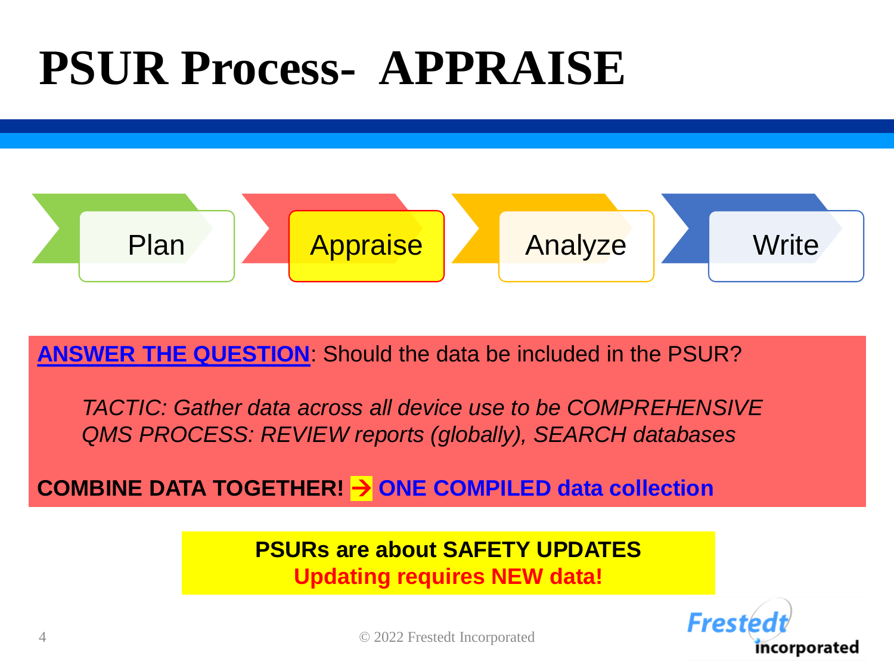# PSUR Process- APPRAISE

Plan → **Appraise** → Analyze → Write

**ANSWER THE QUESTION**: Should the data be included in the PSUR?

*TACTIC: Gather data across all device use to be COMPREHENSIVE*
*QMS PROCESS: REVIEW reports (globally), SEARCH databases*

**COMBINE DATA TOGETHER! → ONE COMPILED data collection**

**PSURs are about SAFETY UPDATES**
**Updating requires NEW data!**

© 2022 Frestedt Incorporated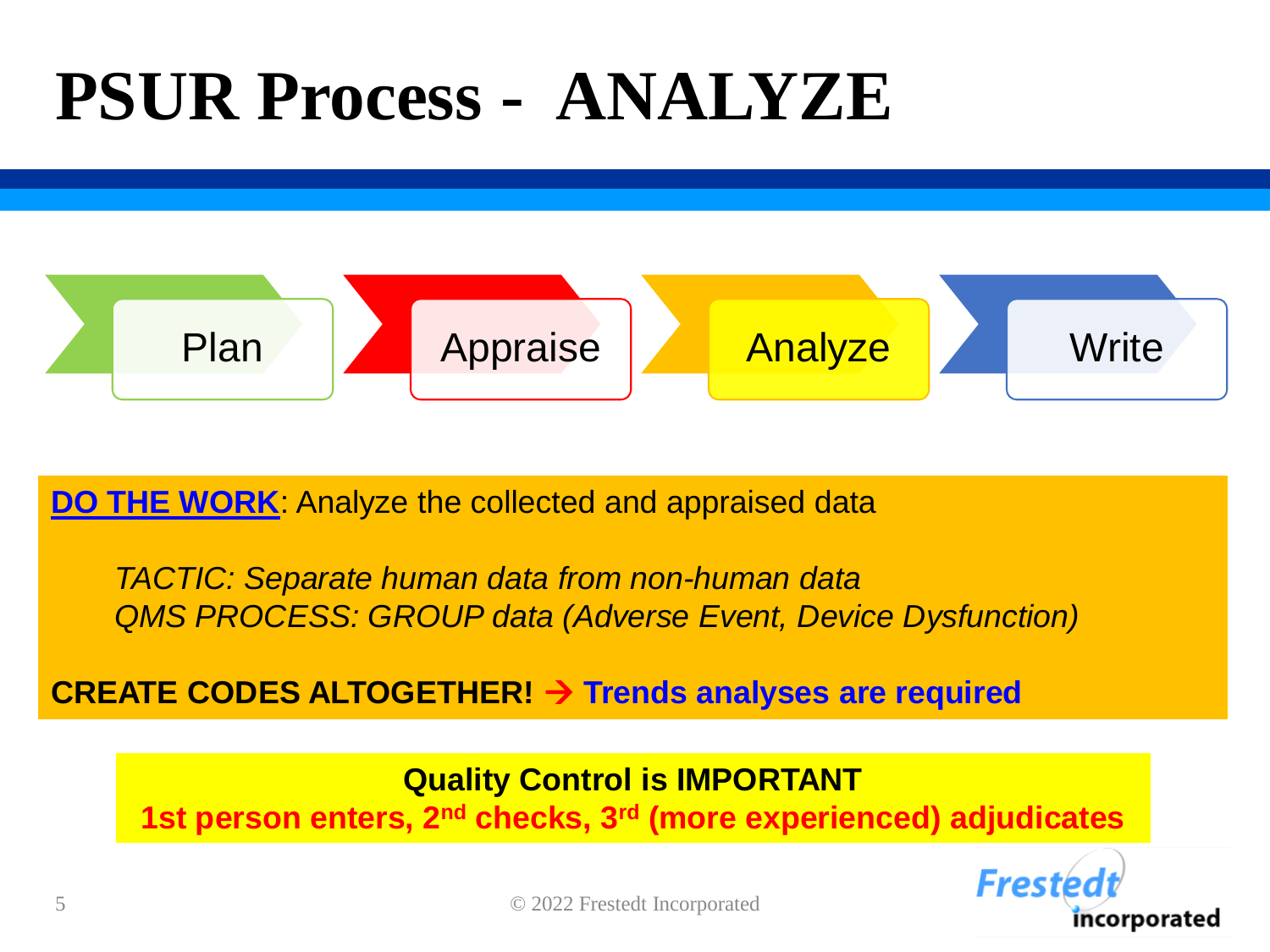# PSUR Process - ANALYZE

Plan → Appraise → Analyze → Write

**DO THE WORK**: Analyze the collected and appraised data

*TACTIC: Separate human data from non-human data*
*QMS PROCESS: GROUP data (Adverse Event, Device Dysfunction)*

**CREATE CODES ALTOGETHER! → Trends analyses are required**

**Quality Control is IMPORTANT**
**1st person enters, 2nd checks, 3rd (more experienced) adjudicates**

© 2022 Frestedt Incorporated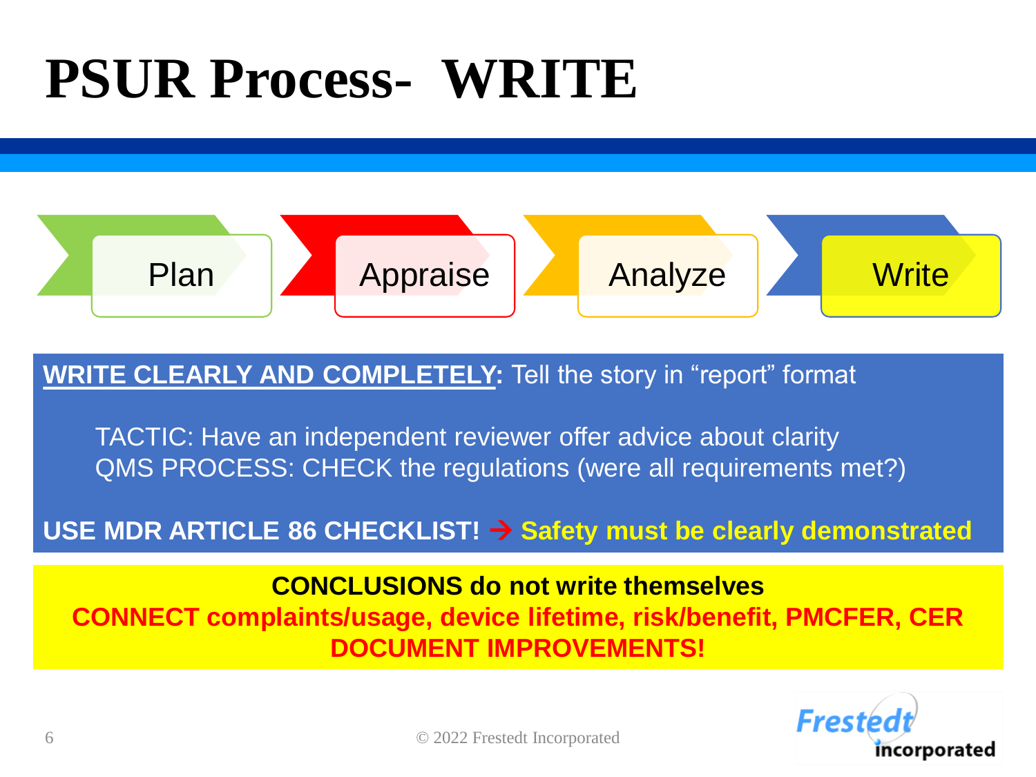# PSUR Process- WRITE

Plan → Appraise → Analyze → Write

**WRITE CLEARLY AND COMPLETELY:** Tell the story in "report" format

TACTIC: Have an independent reviewer offer advice about clarity
QMS PROCESS: CHECK the regulations (were all requirements met?)

**USE MDR ARTICLE 86 CHECKLIST! → Safety must be clearly demonstrated**

**CONCLUSIONS do not write themselves**
**CONNECT complaints/usage, device lifetime, risk/benefit, PMCFER, CER**
**DOCUMENT IMPROVEMENTS!**

© 2022 Frestedt Incorporated

Frestedt incorporated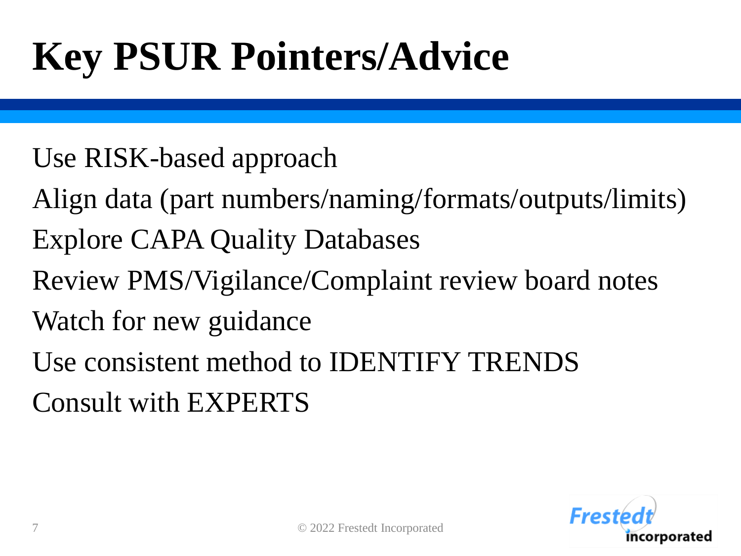# Key PSUR Pointers/Advice

Use RISK-based approach

Align data (part numbers/naming/formats/outputs/limits)

Explore CAPA Quality Databases

Review PMS/Vigilance/Complaint review board notes

Watch for new guidance

Use consistent method to IDENTIFY TRENDS

Consult with EXPERTS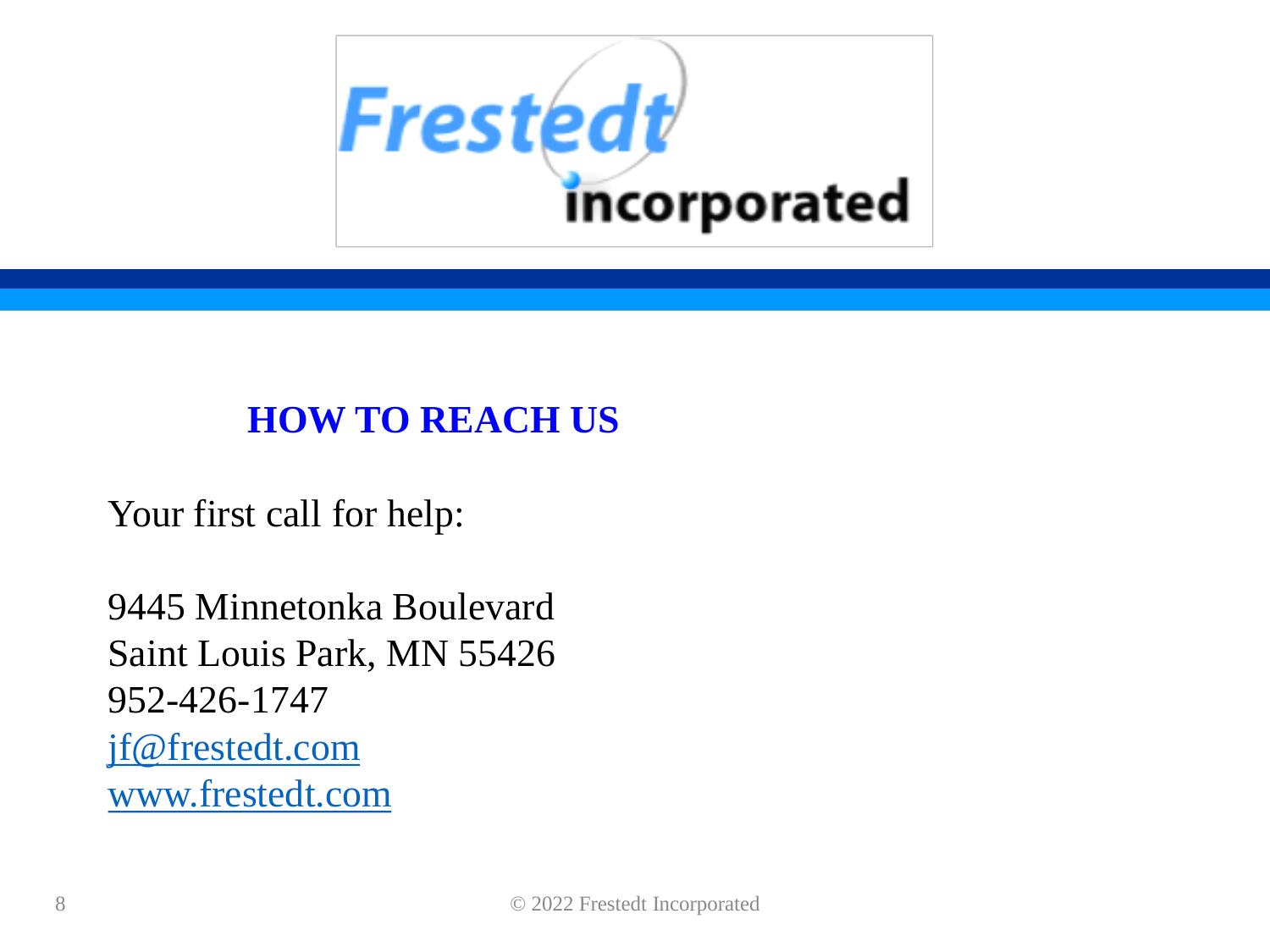Frestedt incorporated

## HOW TO REACH US

Your first call for help:

9445 Minnetonka Boulevard
Saint Louis Park, MN 55426
952-426-1747
jf@frestedt.com
www.frestedt.com

© 2022 Frestedt Incorporated